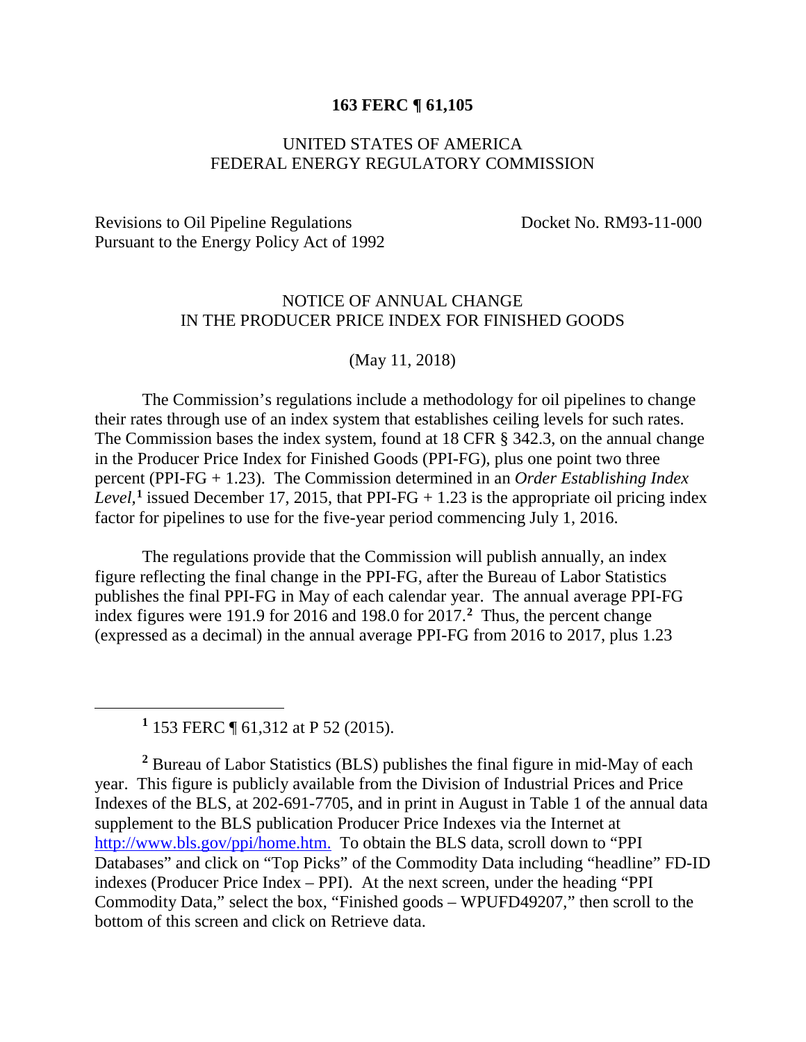**163 FERC ¶ 61,105**

UNITED STATES OF AMERICA
FEDERAL ENERGY REGULATORY COMMISSION

Revisions to Oil Pipeline Regulations Pursuant to the Energy Policy Act of 1992 — Docket No. RM93-11-000

NOTICE OF ANNUAL CHANGE
IN THE PRODUCER PRICE INDEX FOR FINISHED GOODS

(May 11, 2018)

The Commission's regulations include a methodology for oil pipelines to change their rates through use of an index system that establishes ceiling levels for such rates. The Commission bases the index system, found at 18 CFR § 342.3, on the annual change in the Producer Price Index for Finished Goods (PPI-FG), plus one point two three percent (PPI-FG + 1.23). The Commission determined in an *Order Establishing Index Level*,[1] issued December 17, 2015, that PPI-FG + 1.23 is the appropriate oil pricing index factor for pipelines to use for the five-year period commencing July 1, 2016.

The regulations provide that the Commission will publish annually, an index figure reflecting the final change in the PPI-FG, after the Bureau of Labor Statistics publishes the final PPI-FG in May of each calendar year. The annual average PPI-FG index figures were 191.9 for 2016 and 198.0 for 2017.[2] Thus, the percent change (expressed as a decimal) in the annual average PPI-FG from 2016 to 2017, plus 1.23

---

[1] 153 FERC ¶ 61,312 at P 52 (2015).

[2] Bureau of Labor Statistics (BLS) publishes the final figure in mid-May of each year. This figure is publicly available from the Division of Industrial Prices and Price Indexes of the BLS, at 202-691-7705, and in print in August in Table 1 of the annual data supplement to the BLS publication Producer Price Indexes via the Internet at http://www.bls.gov/ppi/home.htm. To obtain the BLS data, scroll down to "PPI Databases" and click on "Top Picks" of the Commodity Data including "headline" FD-ID indexes (Producer Price Index – PPI). At the next screen, under the heading "PPI Commodity Data," select the box, "Finished goods – WPUFD49207," then scroll to the bottom of this screen and click on Retrieve data.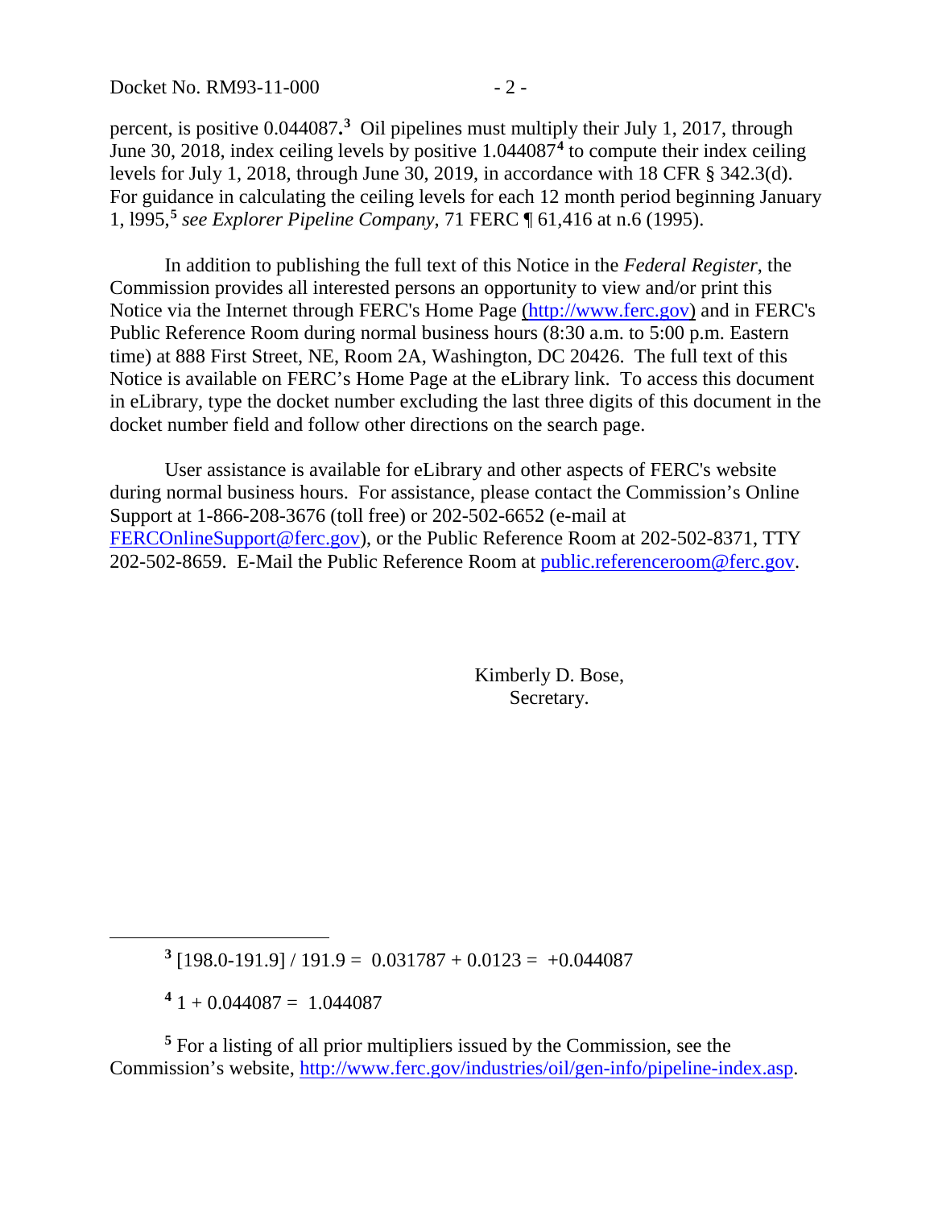percent, is positive 0.044087.[3] Oil pipelines must multiply their July 1, 2017, through June 30, 2018, index ceiling levels by positive 1.044087[4] to compute their index ceiling levels for July 1, 2018, through June 30, 2019, in accordance with 18 CFR § 342.3(d). For guidance in calculating the ceiling levels for each 12 month period beginning January 1, l995,[5] *see Explorer Pipeline Company*, 71 FERC ¶ 61,416 at n.6 (1995).

In addition to publishing the full text of this Notice in the *Federal Register*, the Commission provides all interested persons an opportunity to view and/or print this Notice via the Internet through FERC's Home Page (http://www.ferc.gov) and in FERC's Public Reference Room during normal business hours (8:30 a.m. to 5:00 p.m. Eastern time) at 888 First Street, NE, Room 2A, Washington, DC 20426. The full text of this Notice is available on FERC's Home Page at the eLibrary link. To access this document in eLibrary, type the docket number excluding the last three digits of this document in the docket number field and follow other directions on the search page.

User assistance is available for eLibrary and other aspects of FERC's website during normal business hours. For assistance, please contact the Commission's Online Support at 1-866-208-3676 (toll free) or 202-502-6652 (e-mail at FERCOnlineSupport@ferc.gov), or the Public Reference Room at 202-502-8371, TTY 202-502-8659. E-Mail the Public Reference Room at public.referenceroom@ferc.gov.

Kimberly D. Bose,
Secretary.

---

[3] $[198.0-191.9] / 191.9 = 0.031787 + 0.0123 = +0.044087$

[4] $1 + 0.044087 = 1.044087$

[5] For a listing of all prior multipliers issued by the Commission, see the Commission's website, http://www.ferc.gov/industries/oil/gen-info/pipeline-index.asp.